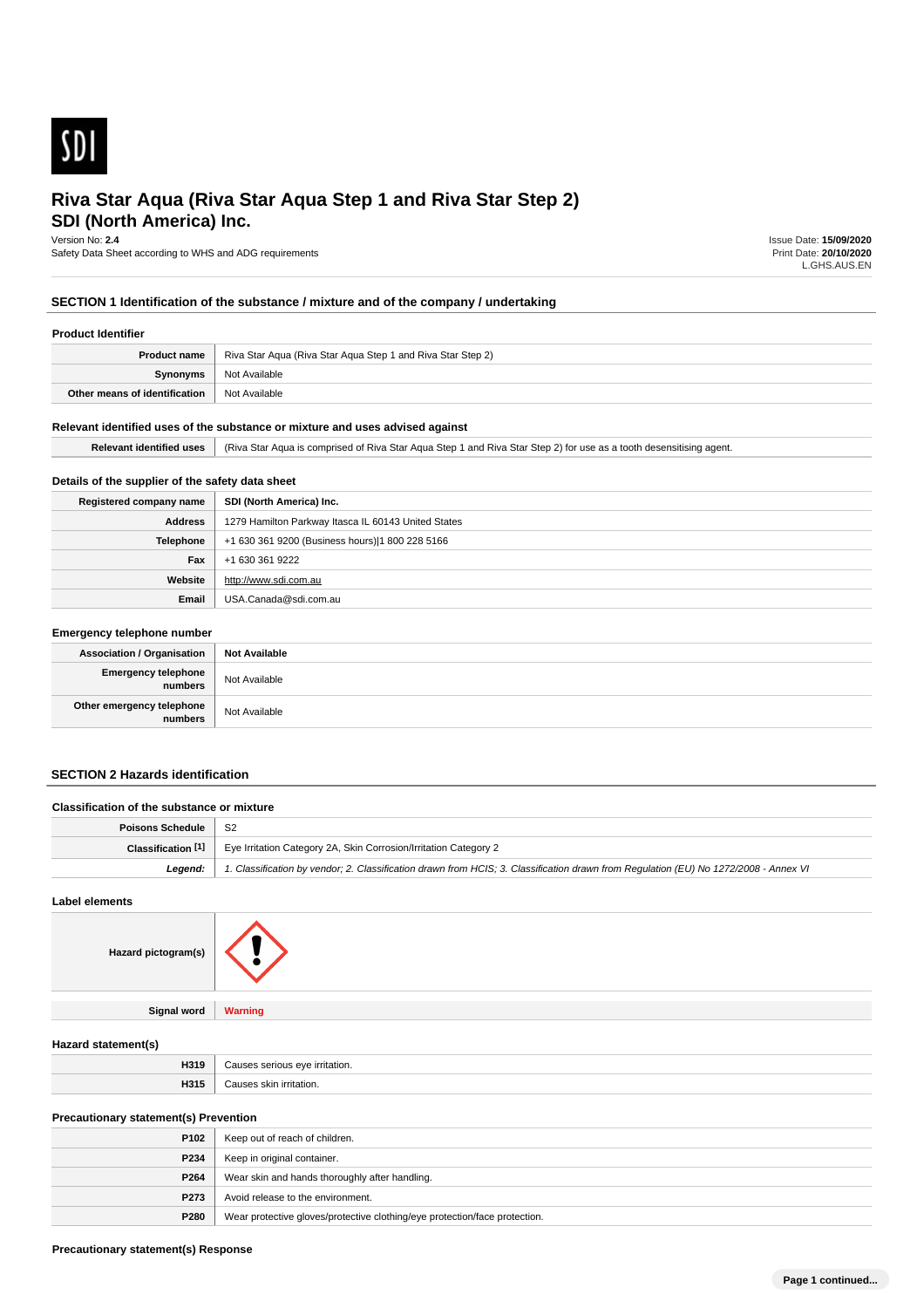# Riva Star Aqua (Riva Star Aqua Step 1 and Riva Star Step 2)

## SDI (North America) Inc.

Version No: **2.4**
Safety Data Sheet according to WHS and ADG requirements

Issue Date: **15/09/2020**
Print Date: **20/10/2020**
L.GHS.AUS.EN

## SECTION 1 Identification of the substance / mixture and of the company / undertaking

### Product Identifier

| | |
|---|---|
| **Product name** | Riva Star Aqua (Riva Star Aqua Step 1 and Riva Star Step 2) |
| **Synonyms** | Not Available |
| **Other means of identification** | Not Available |

### Relevant identified uses of the substance or mixture and uses advised against

| | |
|---|---|
| **Relevant identified uses** | (Riva Star Aqua is comprised of Riva Star Aqua Step 1 and Riva Star Step 2) for use as a tooth desensitising agent. |

### Details of the supplier of the safety data sheet

| | |
|---|---|
| **Registered company name** | **SDI (North America) Inc.** |
| **Address** | 1279 Hamilton Parkway Itasca IL 60143 United States |
| **Telephone** | +1 630 361 9200 (Business hours)\|1 800 228 5166 |
| **Fax** | +1 630 361 9222 |
| **Website** | http://www.sdi.com.au |
| **Email** | USA.Canada@sdi.com.au |

### Emergency telephone number

| | |
|---|---|
| **Association / Organisation** | **Not Available** |
| **Emergency telephone numbers** | Not Available |
| **Other emergency telephone numbers** | Not Available |

## SECTION 2 Hazards identification

### Classification of the substance or mixture

| | |
|---|---|
| **Poisons Schedule** | S2 |
| **Classification [1]** | Eye Irritation Category 2A, Skin Corrosion/Irritation Category 2 |
| ***Legend:*** | *1. Classification by vendor; 2. Classification drawn from HCIS; 3. Classification drawn from Regulation (EU) No 1272/2008 - Annex VI* |

### Label elements

| | |
|---|---|
| **Hazard pictogram(s)** | |
| **Signal word** | **Warning** |

### Hazard statement(s)

| | |
|---|---|
| **H319** | Causes serious eye irritation. |
| **H315** | Causes skin irritation. |

### Precautionary statement(s) Prevention

| | |
|---|---|
| **P102** | Keep out of reach of children. |
| **P234** | Keep in original container. |
| **P264** | Wear skin and hands thoroughly after handling. |
| **P273** | Avoid release to the environment. |
| **P280** | Wear protective gloves/protective clothing/eye protection/face protection. |

### Precautionary statement(s) Response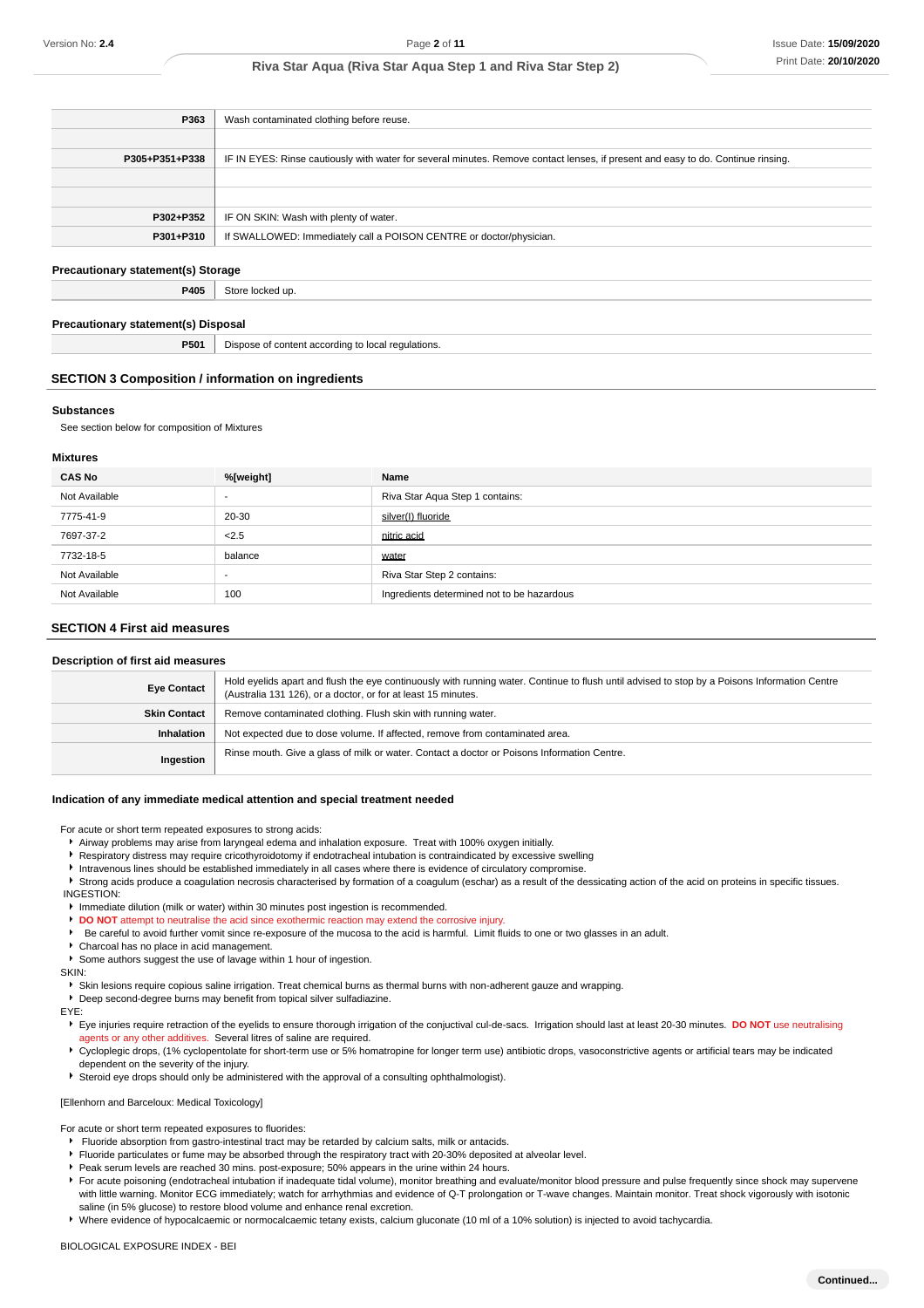| | |
|---|---|
| **P363** | Wash contaminated clothing before reuse. |
| | |
| **P305+P351+P338** | IF IN EYES: Rinse cautiously with water for several minutes. Remove contact lenses, if present and easy to do. Continue rinsing. |
| | |
| | |
| **P302+P352** | IF ON SKIN: Wash with plenty of water. |
| **P301+P310** | If SWALLOWED: Immediately call a POISON CENTRE or doctor/physician. |

### Precautionary statement(s) Storage

| | |
|---|---|
| **P405** | Store locked up. |

### Precautionary statement(s) Disposal

| | |
|---|---|
| **P501** | Dispose of content according to local regulations. |

## SECTION 3 Composition / information on ingredients

### Substances

See section below for composition of Mixtures

### Mixtures

| CAS No | %[weight] | Name |
|---|---|---|
| Not Available | - | Riva Star Aqua Step 1 contains: |
| 7775-41-9 | 20-30 | silver(I) fluoride |
| 7697-37-2 | <2.5 | nitric acid |
| 7732-18-5 | balance | water |
| Not Available | - | Riva Star Step 2 contains: |
| Not Available | 100 | Ingredients determined not to be hazardous |

## SECTION 4 First aid measures

### Description of first aid measures

| | |
|---|---|
| **Eye Contact** | Hold eyelids apart and flush the eye continuously with running water. Continue to flush until advised to stop by a Poisons Information Centre (Australia 131 126), or a doctor, or for at least 15 minutes. |
| **Skin Contact** | Remove contaminated clothing. Flush skin with running water. |
| **Inhalation** | Not expected due to dose volume. If affected, remove from contaminated area. |
| **Ingestion** | Rinse mouth. Give a glass of milk or water. Contact a doctor or Poisons Information Centre. |

### Indication of any immediate medical attention and special treatment needed

For acute or short term repeated exposures to strong acids:

- Airway problems may arise from laryngeal edema and inhalation exposure. Treat with 100% oxygen initially.
- Respiratory distress may require cricothyroidotomy if endotracheal intubation is contraindicated by excessive swelling
- Intravenous lines should be established immediately in all cases where there is evidence of circulatory compromise.
- Strong acids produce a coagulation necrosis characterised by formation of a coagulum (eschar) as a result of the dessicating action of the acid on proteins in specific tissues.

INGESTION:

- Immediate dilution (milk or water) within 30 minutes post ingestion is recommended.
- **DO NOT** attempt to neutralise the acid since exothermic reaction may extend the corrosive injury.
- Be careful to avoid further vomit since re-exposure of the mucosa to the acid is harmful. Limit fluids to one or two glasses in an adult.
- Charcoal has no place in acid management.
- Some authors suggest the use of lavage within 1 hour of ingestion.

SKIN:

- Skin lesions require copious saline irrigation. Treat chemical burns as thermal burns with non-adherent gauze and wrapping.
- Deep second-degree burns may benefit from topical silver sulfadiazine.

EYE:

- Eye injuries require retraction of the eyelids to ensure thorough irrigation of the conjuctival cul-de-sacs. Irrigation should last at least 20-30 minutes. **DO NOT** use neutralising agents or any other additives. Several litres of saline are required.
- Cycloplegic drops, (1% cyclopentolate for short-term use or 5% homatropine for longer term use) antibiotic drops, vasoconstrictive agents or artificial tears may be indicated dependent on the severity of the injury.
- Steroid eye drops should only be administered with the approval of a consulting ophthalmologist).

[Ellenhorn and Barceloux: Medical Toxicology]

For acute or short term repeated exposures to fluorides:

- Fluoride absorption from gastro-intestinal tract may be retarded by calcium salts, milk or antacids.
- Fluoride particulates or fume may be absorbed through the respiratory tract with 20-30% deposited at alveolar level.
- Peak serum levels are reached 30 mins. post-exposure; 50% appears in the urine within 24 hours.
- For acute poisoning (endotracheal intubation if inadequate tidal volume), monitor breathing and evaluate/monitor blood pressure and pulse frequently since shock may supervene with little warning. Monitor ECG immediately; watch for arrhythmias and evidence of Q-T prolongation or T-wave changes. Maintain monitor. Treat shock vigorously with isotonic saline (in 5% glucose) to restore blood volume and enhance renal excretion.
- Where evidence of hypocalcaemic or normocalcaemic tetany exists, calcium gluconate (10 ml of a 10% solution) is injected to avoid tachycardia.

BIOLOGICAL EXPOSURE INDEX - BEI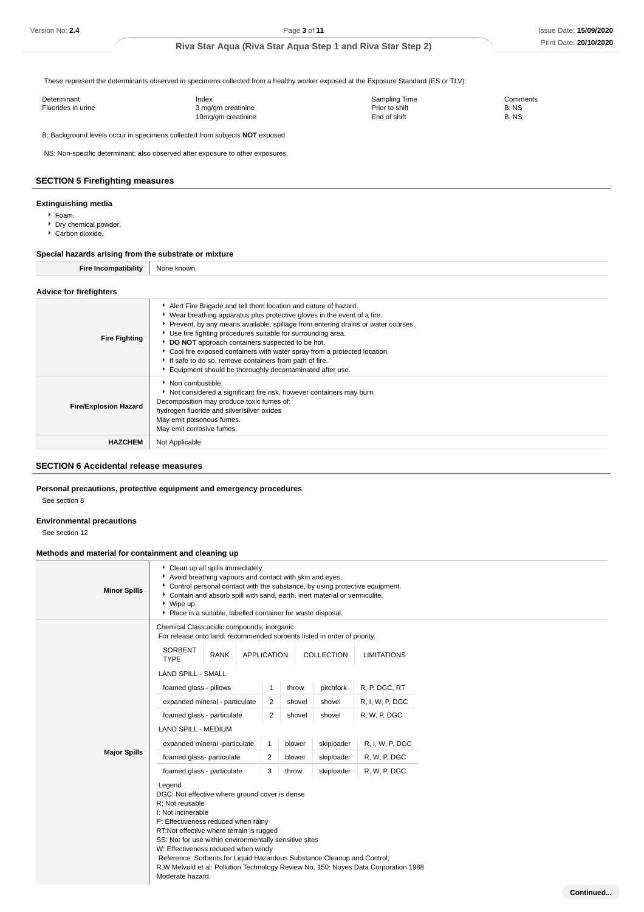These represent the determinants observed in specimens collected from a healthy worker exposed at the Exposure Standard (ES or TLV):

| Determinant | Index | Sampling Time | Comments |
|---|---|---|---|
| Fluorides in urine | 3 mg/gm creatinine | Prior to shift | B, NS |
| | 10mg/gm creatinine | End of shift | B, NS |

B: Background levels occur in specimens collected from subjects **NOT** exposed

NS: Non-specific determinant; also observed after exposure to other exposures.

## SECTION 5 Firefighting measures

### Extinguishing media

- Foam.
- Dry chemical powder.
- Carbon dioxide.

### Special hazards arising from the substrate or mixture

| | |
|---|---|
| **Fire Incompatibility** | None known. |

### Advice for firefighters

| | |
|---|---|
| **Fire Fighting** | ‣ Alert Fire Brigade and tell them location and nature of hazard.<br>‣ Wear breathing apparatus plus protective gloves in the event of a fire.<br>‣ Prevent, by any means available, spillage from entering drains or water courses.<br>‣ Use fire fighting procedures suitable for surrounding area.<br>‣ **DO NOT** approach containers suspected to be hot.<br>‣ Cool fire exposed containers with water spray from a protected location.<br>‣ If safe to do so, remove containers from path of fire.<br>‣ Equipment should be thoroughly decontaminated after use. |
| **Fire/Explosion Hazard** | ‣ Non combustible.<br>‣ Not considered a significant fire risk, however containers may burn.<br>Decomposition may produce toxic fumes of:<br>hydrogen fluoride and silver/silver oxides<br>May emit poisonous fumes.<br>May emit corrosive fumes. |
| **HAZCHEM** | Not Applicable |

## SECTION 6 Accidental release measures

### Personal precautions, protective equipment and emergency procedures

See section 8

### Environmental precautions

See section 12

### Methods and material for containment and cleaning up

| | |
|---|---|
| **Minor Spills** | ‣ Clean up all spills immediately.<br>‣ Avoid breathing vapours and contact with skin and eyes.<br>‣ Control personal contact with the substance, by using protective equipment.<br>‣ Contain and absorb spill with sand, earth, inert material or vermiculite.<br>‣ Wipe up.<br>‣ Place in a suitable, labelled container for waste disposal. |
| **Major Spills** | Chemical Class:acidic compounds, inorganic<br>For release onto land: recommended sorbents listed in order of priority. |

| SORBENT TYPE | RANK | APPLICATION | COLLECTION | LIMITATIONS |
|---|---|---|---|---|
| LAND SPILL - SMALL | | | | |
| foamed glass - pillows | 1 | throw | pitchfork | R, P, DGC, RT |
| expanded mineral - particulate | 2 | shovel | shovel | R, I, W, P, DGC |
| foamed glass - particulate | 2 | shovel | shovel | R, W, P, DGC |
| LAND SPILL - MEDIUM | | | | |
| expanded mineral -particulate | 1 | blower | skiploader | R, I, W, P, DGC |
| foamed glass- particulate | 2 | blower | skiploader | R, W, P, DGC |
| foamed glass - particulate | 3 | throw | skiploader | R, W, P, DGC |

Legend
DGC: Not effective where ground cover is dense
R; Not reusable
I: Not incinerable
P: Effectiveness reduced when rainy
RT:Not effective where terrain is rugged
SS: Not for use within environmentally sensitive sites
W: Effectiveness reduced when windy
Reference: Sorbents for Liquid Hazardous Substance Cleanup and Control;
R.W Melvold et al: Pollution Technology Review No. 150: Noyes Data Corporation 1988
Moderate hazard.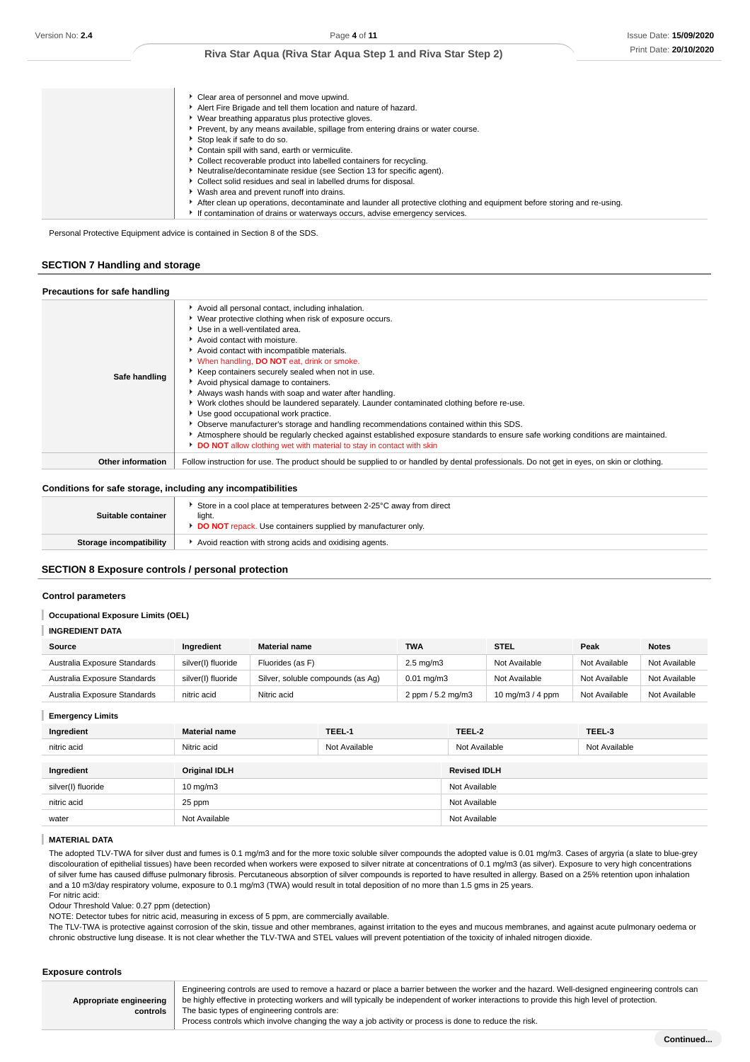|  |  |
|---|---|
|  | Clear area of personnel and move upwind.<br>Alert Fire Brigade and tell them location and nature of hazard.<br>Wear breathing apparatus plus protective gloves.<br>Prevent, by any means available, spillage from entering drains or water course.<br>Stop leak if safe to do so.<br>Contain spill with sand, earth or vermiculite.<br>Collect recoverable product into labelled containers for recycling.<br>Neutralise/decontaminate residue (see Section 13 for specific agent).<br>Collect solid residues and seal in labelled drums for disposal.<br>Wash area and prevent runoff into drains.<br>After clean up operations, decontaminate and launder all protective clothing and equipment before storing and re-using.<br>If contamination of drains or waterways occurs, advise emergency services. |

Personal Protective Equipment advice is contained in Section 8 of the SDS.

## SECTION 7 Handling and storage

### Precautions for safe handling

|  |  |
|---|---|
| **Safe handling** | Avoid all personal contact, including inhalation.<br>Wear protective clothing when risk of exposure occurs.<br>Use in a well-ventilated area.<br>Avoid contact with moisture.<br>Avoid contact with incompatible materials.<br>When handling, **DO NOT** eat, drink or smoke.<br>Keep containers securely sealed when not in use.<br>Avoid physical damage to containers.<br>Always wash hands with soap and water after handling.<br>Work clothes should be laundered separately. Launder contaminated clothing before re-use.<br>Use good occupational work practice.<br>Observe manufacturer's storage and handling recommendations contained within this SDS.<br>Atmosphere should be regularly checked against established exposure standards to ensure safe working conditions are maintained.<br>**DO NOT** allow clothing wet with material to stay in contact with skin |
| **Other information** | Follow instruction for use. The product should be supplied to or handled by dental professionals. Do not get in eyes, on skin or clothing. |

### Conditions for safe storage, including any incompatibilities

|  |  |
|---|---|
| **Suitable container** | Store in a cool place at temperatures between 2-25°C away from direct light.<br>**DO NOT** repack. Use containers supplied by manufacturer only. |
| **Storage incompatibility** | Avoid reaction with strong acids and oxidising agents. |

## SECTION 8 Exposure controls / personal protection

### Control parameters

**Occupational Exposure Limits (OEL)**

**INGREDIENT DATA**

| Source | Ingredient | Material name | TWA | STEL | Peak | Notes |
|---|---|---|---|---|---|---|
| Australia Exposure Standards | silver(I) fluoride | Fluorides (as F) | 2.5 mg/m3 | Not Available | Not Available | Not Available |
| Australia Exposure Standards | silver(I) fluoride | Silver, soluble compounds (as Ag) | 0.01 mg/m3 | Not Available | Not Available | Not Available |
| Australia Exposure Standards | nitric acid | Nitric acid | 2 ppm / 5.2 mg/m3 | 10 mg/m3 / 4 ppm | Not Available | Not Available |

**Emergency Limits**

| Ingredient | Material name | TEEL-1 | TEEL-2 | TEEL-3 |
|---|---|---|---|---|
| nitric acid | Nitric acid | Not Available | Not Available | Not Available |

| Ingredient | Original IDLH | Revised IDLH |
|---|---|---|
| silver(I) fluoride | 10 mg/m3 | Not Available |
| nitric acid | 25 ppm | Not Available |
| water | Not Available | Not Available |

**MATERIAL DATA**

The adopted TLV-TWA for silver dust and fumes is 0.1 mg/m3 and for the more toxic soluble silver compounds the adopted value is 0.01 mg/m3. Cases of argyria (a slate to blue-grey discolouration of epithelial tissues) have been recorded when workers were exposed to silver nitrate at concentrations of 0.1 mg/m3 (as silver). Exposure to very high concentrations of silver fume has caused diffuse pulmonary fibrosis. Percutaneous absorption of silver compounds is reported to have resulted in allergy. Based on a 25% retention upon inhalation and a 10 m3/day respiratory volume, exposure to 0.1 mg/m3 (TWA) would result in total deposition of no more than 1.5 gms in 25 years.
For nitric acid:
Odour Threshold Value: 0.27 ppm (detection)
NOTE: Detector tubes for nitric acid, measuring in excess of 5 ppm, are commercially available.
The TLV-TWA is protective against corrosion of the skin, tissue and other membranes, against irritation to the eyes and mucous membranes, and against acute pulmonary oedema or chronic obstructive lung disease. It is not clear whether the TLV-TWA and STEL values will prevent potentiation of the toxicity of inhaled nitrogen dioxide.

### Exposure controls

|  |  |
|---|---|
| **Appropriate engineering controls** | Engineering controls are used to remove a hazard or place a barrier between the worker and the hazard. Well-designed engineering controls can be highly effective in protecting workers and will typically be independent of worker interactions to provide this high level of protection.<br>The basic types of engineering controls are:<br>Process controls which involve changing the way a job activity or process is done to reduce the risk. |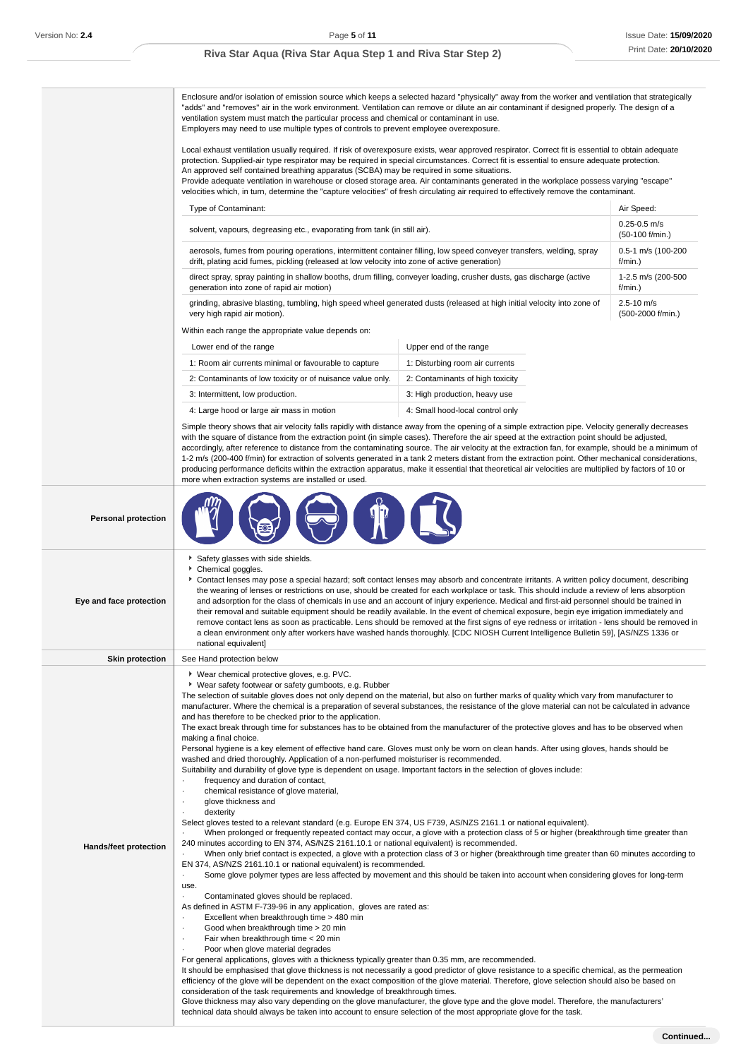Enclosure and/or isolation of emission source which keeps a selected hazard "physically" away from the worker and ventilation that strategically "adds" and "removes" air in the work environment. Ventilation can remove or dilute an air contaminant if designed properly. The design of a ventilation system must match the particular process and chemical or contaminant in use.
Employers may need to use multiple types of controls to prevent employee overexposure.

Local exhaust ventilation usually required. If risk of overexposure exists, wear approved respirator. Correct fit is essential to obtain adequate protection. Supplied-air type respirator may be required in special circumstances. Correct fit is essential to ensure adequate protection.
An approved self contained breathing apparatus (SCBA) may be required in some situations.
Provide adequate ventilation in warehouse or closed storage area. Air contaminants generated in the workplace possess varying "escape" velocities which, in turn, determine the "capture velocities" of fresh circulating air required to effectively remove the contaminant.

| Type of Contaminant: | Air Speed: |
|---|---|
| solvent, vapours, degreasing etc., evaporating from tank (in still air). | 0.25-0.5 m/s (50-100 f/min.) |
| aerosols, fumes from pouring operations, intermittent container filling, low speed conveyer transfers, welding, spray drift, plating acid fumes, pickling (released at low velocity into zone of active generation) | 0.5-1 m/s (100-200 f/min.) |
| direct spray, spray painting in shallow booths, drum filling, conveyer loading, crusher dusts, gas discharge (active generation into zone of rapid air motion) | 1-2.5 m/s (200-500 f/min.) |
| grinding, abrasive blasting, tumbling, high speed wheel generated dusts (released at high initial velocity into zone of very high rapid air motion). | 2.5-10 m/s (500-2000 f/min.) |

Within each range the appropriate value depends on:

| Lower end of the range | Upper end of the range |
|---|---|
| 1: Room air currents minimal or favourable to capture | 1: Disturbing room air currents |
| 2: Contaminants of low toxicity or of nuisance value only. | 2: Contaminants of high toxicity |
| 3: Intermittent, low production. | 3: High production, heavy use |
| 4: Large hood or large air mass in motion | 4: Small hood-local control only |

Simple theory shows that air velocity falls rapidly with distance away from the opening of a simple extraction pipe. Velocity generally decreases with the square of distance from the extraction point (in simple cases). Therefore the air speed at the extraction point should be adjusted, accordingly, after reference to distance from the contaminating source. The air velocity at the extraction fan, for example, should be a minimum of 1-2 m/s (200-400 f/min) for extraction of solvents generated in a tank 2 meters distant from the extraction point. Other mechanical considerations, producing performance deficits within the extraction apparatus, make it essential that theoretical air velocities are multiplied by factors of 10 or more when extraction systems are installed or used.

**Personal protection**

**Eye and face protection**

- Safety glasses with side shields.
- Chemical goggles.
- Contact lenses may pose a special hazard; soft contact lenses may absorb and concentrate irritants. A written policy document, describing the wearing of lenses or restrictions on use, should be created for each workplace or task. This should include a review of lens absorption and adsorption for the class of chemicals in use and an account of injury experience. Medical and first-aid personnel should be trained in their removal and suitable equipment should be readily available. In the event of chemical exposure, begin eye irrigation immediately and remove contact lens as soon as practicable. Lens should be removed at the first signs of eye redness or irritation - lens should be removed in a clean environment only after workers have washed hands thoroughly. [CDC NIOSH Current Intelligence Bulletin 59], [AS/NZS 1336 or national equivalent]

**Skin protection**

See Hand protection below

**Hands/feet protection**

- Wear chemical protective gloves, e.g. PVC.
- Wear safety footwear or safety gumboots, e.g. Rubber

The selection of suitable gloves does not only depend on the material, but also on further marks of quality which vary from manufacturer to manufacturer. Where the chemical is a preparation of several substances, the resistance of the glove material can not be calculated in advance and has therefore to be checked prior to the application.
The exact break through time for substances has to be obtained from the manufacturer of the protective gloves and has to be observed when making a final choice.
Personal hygiene is a key element of effective hand care. Gloves must only be worn on clean hands. After using gloves, hands should be washed and dried thoroughly. Application of a non-perfumed moisturiser is recommended.
Suitability and durability of glove type is dependent on usage. Important factors in the selection of gloves include:

- frequency and duration of contact,
- chemical resistance of glove material,
- glove thickness and
- dexterity

Select gloves tested to a relevant standard (e.g. Europe EN 374, US F739, AS/NZS 2161.1 or national equivalent).

- When prolonged or frequently repeated contact may occur, a glove with a protection class of 5 or higher (breakthrough time greater than 240 minutes according to EN 374, AS/NZS 2161.10.1 or national equivalent) is recommended.
- When only brief contact is expected, a glove with a protection class of 3 or higher (breakthrough time greater than 60 minutes according to EN 374, AS/NZS 2161.10.1 or national equivalent) is recommended.
- Some glove polymer types are less affected by movement and this should be taken into account when considering gloves for long-term use.
- Contaminated gloves should be replaced.

As defined in ASTM F-739-96 in any application, gloves are rated as:

- Excellent when breakthrough time > 480 min
- Good when breakthrough time > 20 min
- Fair when breakthrough time < 20 min
- Poor when glove material degrades

For general applications, gloves with a thickness typically greater than 0.35 mm, are recommended.
It should be emphasised that glove thickness is not necessarily a good predictor of glove resistance to a specific chemical, as the permeation efficiency of the glove will be dependent on the exact composition of the glove material. Therefore, glove selection should also be based on consideration of the task requirements and knowledge of breakthrough times.
Glove thickness may also vary depending on the glove manufacturer, the glove type and the glove model. Therefore, the manufacturers' technical data should always be taken into account to ensure selection of the most appropriate glove for the task.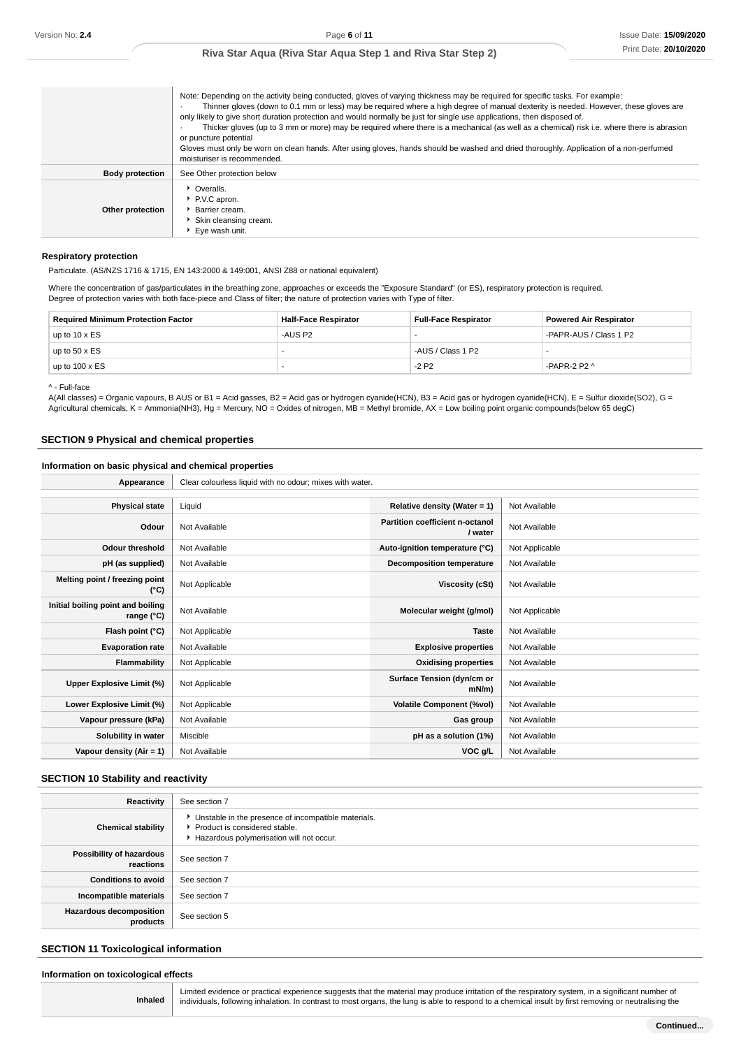| | |
|---|---|
| | Note: Depending on the activity being conducted, gloves of varying thickness may be required for specific tasks. For example:<br>· Thinner gloves (down to 0.1 mm or less) may be required where a high degree of manual dexterity is needed. However, these gloves are only likely to give short duration protection and would normally be just for single use applications, then disposed of.<br>· Thicker gloves (up to 3 mm or more) may be required where there is a mechanical (as well as a chemical) risk i.e. where there is abrasion or puncture potential<br>Gloves must only be worn on clean hands. After using gloves, hands should be washed and dried thoroughly. Application of a non-perfumed moisturiser is recommended. |
| **Body protection** | See Other protection below |
| **Other protection** | ▸ Overalls.<br>▸ P.V.C apron.<br>▸ Barrier cream.<br>▸ Skin cleansing cream.<br>▸ Eye wash unit. |

### Respiratory protection

Particulate. (AS/NZS 1716 & 1715, EN 143:2000 & 149:001, ANSI Z88 or national equivalent)

Where the concentration of gas/particulates in the breathing zone, approaches or exceeds the "Exposure Standard" (or ES), respiratory protection is required.
Degree of protection varies with both face-piece and Class of filter; the nature of protection varies with Type of filter.

| Required Minimum Protection Factor | Half-Face Respirator | Full-Face Respirator | Powered Air Respirator |
|---|---|---|---|
| up to 10 x ES | -AUS P2 | - | -PAPR-AUS / Class 1 P2 |
| up to 50 x ES | - | -AUS / Class 1 P2 | - |
| up to 100 x ES | - | -2 P2 | -PAPR-2 P2 ^ |

^ - Full-face

A(All classes) = Organic vapours, B AUS or B1 = Acid gasses, B2 = Acid gas or hydrogen cyanide(HCN), B3 = Acid gas or hydrogen cyanide(HCN), E = Sulfur dioxide(SO2), G = Agricultural chemicals, K = Ammonia(NH3), Hg = Mercury, NO = Oxides of nitrogen, MB = Methyl bromide, AX = Low boiling point organic compounds(below 65 degC)

## SECTION 9 Physical and chemical properties

### Information on basic physical and chemical properties

| | | | |
|---|---|---|---|
| **Appearance** | Clear colourless liquid with no odour; mixes with water. | | |
| **Physical state** | Liquid | **Relative density (Water = 1)** | Not Available |
| **Odour** | Not Available | **Partition coefficient n-octanol / water** | Not Available |
| **Odour threshold** | Not Available | **Auto-ignition temperature (°C)** | Not Applicable |
| **pH (as supplied)** | Not Available | **Decomposition temperature** | Not Available |
| **Melting point / freezing point (°C)** | Not Applicable | **Viscosity (cSt)** | Not Available |
| **Initial boiling point and boiling range (°C)** | Not Available | **Molecular weight (g/mol)** | Not Applicable |
| **Flash point (°C)** | Not Applicable | **Taste** | Not Available |
| **Evaporation rate** | Not Available | **Explosive properties** | Not Available |
| **Flammability** | Not Applicable | **Oxidising properties** | Not Available |
| **Upper Explosive Limit (%)** | Not Applicable | **Surface Tension (dyn/cm or mN/m)** | Not Available |
| **Lower Explosive Limit (%)** | Not Applicable | **Volatile Component (%vol)** | Not Available |
| **Vapour pressure (kPa)** | Not Available | **Gas group** | Not Available |
| **Solubility in water** | Miscible | **pH as a solution (1%)** | Not Available |
| **Vapour density (Air = 1)** | Not Available | **VOC g/L** | Not Available |

## SECTION 10 Stability and reactivity

| | |
|---|---|
| **Reactivity** | See section 7 |
| **Chemical stability** | ▸ Unstable in the presence of incompatible materials.<br>▸ Product is considered stable.<br>▸ Hazardous polymerisation will not occur. |
| **Possibility of hazardous reactions** | See section 7 |
| **Conditions to avoid** | See section 7 |
| **Incompatible materials** | See section 7 |
| **Hazardous decomposition products** | See section 5 |

## SECTION 11 Toxicological information

### Information on toxicological effects

| | |
|---|---|
| **Inhaled** | Limited evidence or practical experience suggests that the material may produce irritation of the respiratory system, in a significant number of individuals, following inhalation. In contrast to most organs, the lung is able to respond to a chemical insult by first removing or neutralising the |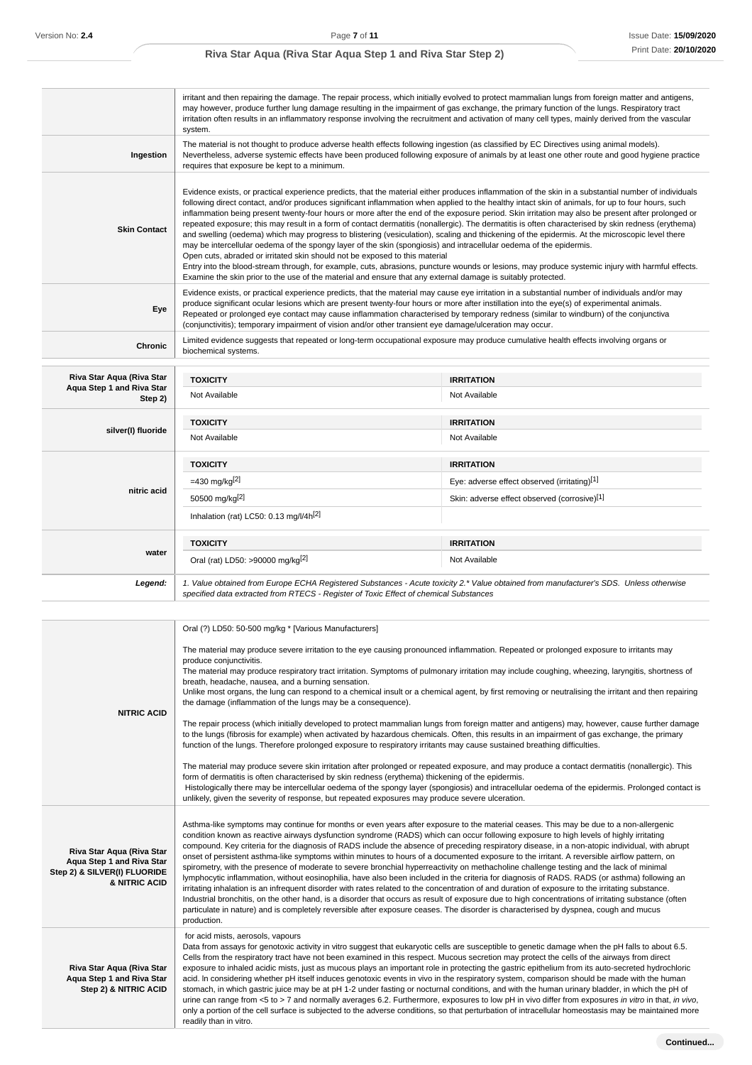| | |
|---|---|
| | irritant and then repairing the damage. The repair process, which initially evolved to protect mammalian lungs from foreign matter and antigens, may however, produce further lung damage resulting in the impairment of gas exchange, the primary function of the lungs. Respiratory tract irritation often results in an inflammatory response involving the recruitment and activation of many cell types, mainly derived from the vascular system. |
| **Ingestion** | The material is not thought to produce adverse health effects following ingestion (as classified by EC Directives using animal models). Nevertheless, adverse systemic effects have been produced following exposure of animals by at least one other route and good hygiene practice requires that exposure be kept to a minimum. |
| **Skin Contact** | Evidence exists, or practical experience predicts, that the material either produces inflammation of the skin in a substantial number of individuals following direct contact, and/or produces significant inflammation when applied to the healthy intact skin of animals, for up to four hours, such inflammation being present twenty-four hours or more after the end of the exposure period. Skin irritation may also be present after prolonged or repeated exposure; this may result in a form of contact dermatitis (nonallergic). The dermatitis is often characterised by skin redness (erythema) and swelling (oedema) which may progress to blistering (vesiculation), scaling and thickening of the epidermis. At the microscopic level there may be intercellular oedema of the spongy layer of the skin (spongiosis) and intracellular oedema of the epidermis.<br>Open cuts, abraded or irritated skin should not be exposed to this material<br>Entry into the blood-stream through, for example, cuts, abrasions, puncture wounds or lesions, may produce systemic injury with harmful effects. Examine the skin prior to the use of the material and ensure that any external damage is suitably protected. |
| **Eye** | Evidence exists, or practical experience predicts, that the material may cause eye irritation in a substantial number of individuals and/or may produce significant ocular lesions which are present twenty-four hours or more after instillation into the eye(s) of experimental animals.<br>Repeated or prolonged eye contact may cause inflammation characterised by temporary redness (similar to windburn) of the conjunctiva (conjunctivitis); temporary impairment of vision and/or other transient eye damage/ulceration may occur. |
| **Chronic** | Limited evidence suggests that repeated or long-term occupational exposure may produce cumulative health effects involving organs or biochemical systems. |

| | TOXICITY | IRRITATION |
|---|---|---|
| **Riva Star Aqua (Riva Star Aqua Step 1 and Riva Star Step 2)** | Not Available | Not Available |
| **silver(I) fluoride** | Not Available | Not Available |
| **nitric acid** | =430 mg/kg[2] | Eye: adverse effect observed (irritating)[1] |
| | 50500 mg/kg[2] | Skin: adverse effect observed (corrosive)[1] |
| | Inhalation (rat) LC50: 0.13 mg/l/4h[2] | |
| **water** | Oral (rat) LD50: >90000 mg/kg[2] | Not Available |
| ***Legend:*** | *1. Value obtained from Europe ECHA Registered Substances - Acute toxicity 2.\* Value obtained from manufacturer's SDS. Unless otherwise specified data extracted from RTECS - Register of Toxic Effect of chemical Substances* | |

| | |
|---|---|
| **NITRIC ACID** | Oral (?) LD50: 50-500 mg/kg * [Various Manufacturers]<br><br>The material may produce severe irritation to the eye causing pronounced inflammation. Repeated or prolonged exposure to irritants may produce conjunctivitis.<br>The material may produce respiratory tract irritation. Symptoms of pulmonary irritation may include coughing, wheezing, laryngitis, shortness of breath, headache, nausea, and a burning sensation.<br>Unlike most organs, the lung can respond to a chemical insult or a chemical agent, by first removing or neutralising the irritant and then repairing the damage (inflammation of the lungs may be a consequence).<br><br>The repair process (which initially developed to protect mammalian lungs from foreign matter and antigens) may, however, cause further damage to the lungs (fibrosis for example) when activated by hazardous chemicals. Often, this results in an impairment of gas exchange, the primary function of the lungs. Therefore prolonged exposure to respiratory irritants may cause sustained breathing difficulties.<br><br>The material may produce severe skin irritation after prolonged or repeated exposure, and may produce a contact dermatitis (nonallergic). This form of dermatitis is often characterised by skin redness (erythema) thickening of the epidermis.<br>Histologically there may be intercellular oedema of the spongy layer (spongiosis) and intracellular oedema of the epidermis. Prolonged contact is unlikely, given the severity of response, but repeated exposures may produce severe ulceration. |
| **Riva Star Aqua (Riva Star Aqua Step 1 and Riva Star Step 2) & SILVER(I) FLUORIDE & NITRIC ACID** | Asthma-like symptoms may continue for months or even years after exposure to the material ceases. This may be due to a non-allergenic condition known as reactive airways dysfunction syndrome (RADS) which can occur following exposure to high levels of highly irritating compound. Key criteria for the diagnosis of RADS include the absence of preceding respiratory disease, in a non-atopic individual, with abrupt onset of persistent asthma-like symptoms within minutes to hours of a documented exposure to the irritant. A reversible airflow pattern, on spirometry, with the presence of moderate to severe bronchial hyperreactivity on methacholine challenge testing and the lack of minimal lymphocytic inflammation, without eosinophilia, have also been included in the criteria for diagnosis of RADS. RADS (or asthma) following an irritating inhalation is an infrequent disorder with rates related to the concentration of and duration of exposure to the irritating substance. Industrial bronchitis, on the other hand, is a disorder that occurs as result of exposure due to high concentrations of irritating substance (often particulate in nature) and is completely reversible after exposure ceases. The disorder is characterised by dyspnea, cough and mucus production. |
| **Riva Star Aqua (Riva Star Aqua Step 1 and Riva Star Step 2) & NITRIC ACID** | for acid mists, aerosols, vapours<br>Data from assays for genotoxic activity in vitro suggest that eukaryotic cells are susceptible to genetic damage when the pH falls to about 6.5. Cells from the respiratory tract have not been examined in this respect. Mucous secretion may protect the cells of the airways from direct exposure to inhaled acidic mists, just as mucous plays an important role in protecting the gastric epithelium from its auto-secreted hydrochloric acid. In considering whether pH itself induces genotoxic events in vivo in the respiratory system, comparison should be made with the human stomach, in which gastric juice may be at pH 1-2 under fasting or nocturnal conditions, and with the human urinary bladder, in which the pH of urine can range from <5 to > 7 and normally averages 6.2. Furthermore, exposures to low pH in vivo differ from exposures *in vitro* in that, *in vivo*, only a portion of the cell surface is subjected to the adverse conditions, so that perturbation of intracellular homeostasis may be maintained more readily than in vitro. |

**Continued...**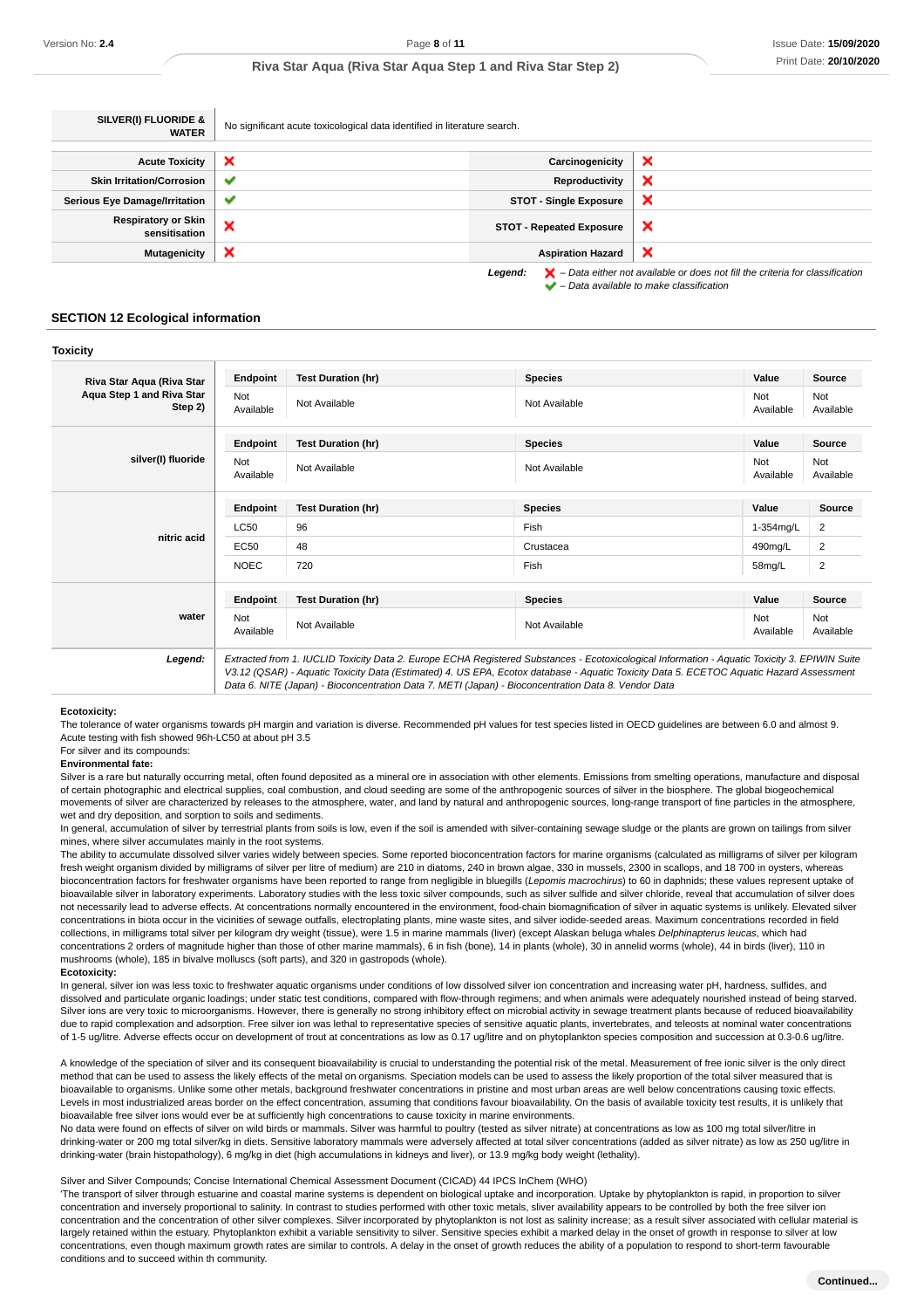| SILVER(I) FLUORIDE & WATER | No significant acute toxicological data identified in literature search. |
|---|---|

| | | | |
|---|---|---|---|
| **Acute Toxicity** | ❌ | **Carcinogenicity** | ❌ |
| **Skin Irritation/Corrosion** | ✔ | **Reproductivity** | ❌ |
| **Serious Eye Damage/Irritation** | ✔ | **STOT - Single Exposure** | ❌ |
| **Respiratory or Skin sensitisation** | ❌ | **STOT - Repeated Exposure** | ❌ |
| **Mutagenicity** | ❌ | **Aspiration Hazard** | ❌ |

***Legend:*** ❌ *– Data either not available or does not fill the criteria for classification*
✔ *– Data available to make classification*

## SECTION 12 Ecological information

### Toxicity

| | Endpoint | Test Duration (hr) | Species | Value | Source |
|---|---|---|---|---|---|
| **Riva Star Aqua (Riva Star Aqua Step 1 and Riva Star Step 2)** | Not Available | Not Available | Not Available | Not Available | Not Available |
| **silver(I) fluoride** | Not Available | Not Available | Not Available | Not Available | Not Available |
| **nitric acid** | LC50 | 96 | Fish | 1-354mg/L | 2 |
| | EC50 | 48 | Crustacea | 490mg/L | 2 |
| | NOEC | 720 | Fish | 58mg/L | 2 |
| **water** | Not Available | Not Available | Not Available | Not Available | Not Available |

***Legend:*** *Extracted from 1. IUCLID Toxicity Data 2. Europe ECHA Registered Substances - Ecotoxicological Information - Aquatic Toxicity 3. EPIWIN Suite V3.12 (QSAR) - Aquatic Toxicity Data (Estimated) 4. US EPA, Ecotox database - Aquatic Toxicity Data 5. ECETOC Aquatic Hazard Assessment Data 6. NITE (Japan) - Bioconcentration Data 7. METI (Japan) - Bioconcentration Data 8. Vendor Data*

**Ecotoxicity:**
The tolerance of water organisms towards pH margin and variation is diverse. Recommended pH values for test species listed in OECD guidelines are between 6.0 and almost 9.
Acute testing with fish showed 96h-LC50 at about pH 3.5
For silver and its compounds:
**Environmental fate:**
Silver is a rare but naturally occurring metal, often found deposited as a mineral ore in association with other elements. Emissions from smelting operations, manufacture and disposal of certain photographic and electrical supplies, coal combustion, and cloud seeding are some of the anthropogenic sources of silver in the biosphere. The global biogeochemical movements of silver are characterized by releases to the atmosphere, water, and land by natural and anthropogenic sources, long-range transport of fine particles in the atmosphere, wet and dry deposition, and sorption to soils and sediments.
In general, accumulation of silver by terrestrial plants from soils is low, even if the soil is amended with silver-containing sewage sludge or the plants are grown on tailings from silver mines, where silver accumulates mainly in the root systems.
The ability to accumulate dissolved silver varies widely between species. Some reported bioconcentration factors for marine organisms (calculated as milligrams of silver per kilogram fresh weight organism divided by milligrams of silver per litre of medium) are 210 in diatoms, 240 in brown algae, 330 in mussels, 2300 in scallops, and 18 700 in oysters, whereas bioconcentration factors for freshwater organisms have been reported to range from negligible in bluegills (*Lepomis macrochirus*) to 60 in daphnids; these values represent uptake of bioavailable silver in laboratory experiments. Laboratory studies with the less toxic silver compounds, such as silver sulfide and silver chloride, reveal that accumulation of silver does not necessarily lead to adverse effects. At concentrations normally encountered in the environment, food-chain biomagnification of silver in aquatic systems is unlikely. Elevated silver concentrations in biota occur in the vicinities of sewage outfalls, electroplating plants, mine waste sites, and silver iodide-seeded areas. Maximum concentrations recorded in field collections, in milligrams total silver per kilogram dry weight (tissue), were 1.5 in marine mammals (liver) (except Alaskan beluga whales *Delphinapterus leucas*, which had concentrations 2 orders of magnitude higher than those of other marine mammals), 6 in fish (bone), 14 in plants (whole), 30 in annelid worms (whole), 44 in birds (liver), 110 in mushrooms (whole), 185 in bivalve molluscs (soft parts), and 320 in gastropods (whole).
**Ecotoxicity:**
In general, silver ion was less toxic to freshwater aquatic organisms under conditions of low dissolved silver ion concentration and increasing water pH, hardness, sulfides, and dissolved and particulate organic loadings; under static test conditions, compared with flow-through regimens; and when animals were adequately nourished instead of being starved. Silver ions are very toxic to microorganisms. However, there is generally no strong inhibitory effect on microbial activity in sewage treatment plants because of reduced bioavailability due to rapid complexation and adsorption. Free silver ion was lethal to representative species of sensitive aquatic plants, invertebrates, and teleosts at nominal water concentrations of 1-5 ug/litre. Adverse effects occur on development of trout at concentrations as low as 0.17 ug/litre and on phytoplankton species composition and succession at 0.3-0.6 ug/litre.

A knowledge of the speciation of silver and its consequent bioavailability is crucial to understanding the potential risk of the metal. Measurement of free ionic silver is the only direct method that can be used to assess the likely effects of the metal on organisms. Speciation models can be used to assess the likely proportion of the total silver measured that is bioavailable to organisms. Unlike some other metals, background freshwater concentrations in pristine and most urban areas are well below concentrations causing toxic effects. Levels in most industrialized areas border on the effect concentration, assuming that conditions favour bioavailability. On the basis of available toxicity test results, it is unlikely that bioavailable free silver ions would ever be at sufficiently high concentrations to cause toxicity in marine environments.
No data were found on effects of silver on wild birds or mammals. Silver was harmful to poultry (tested as silver nitrate) at concentrations as low as 100 mg total silver/litre in drinking-water or 200 mg total silver/kg in diets. Sensitive laboratory mammals were adversely affected at total silver concentrations (added as silver nitrate) as low as 250 ug/litre in drinking-water (brain histopathology), 6 mg/kg in diet (high accumulations in kidneys and liver), or 13.9 mg/kg body weight (lethality).

Silver and Silver Compounds; Concise International Chemical Assessment Document (CICAD) 44 IPCS InChem (WHO)
'The transport of silver through estuarine and coastal marine systems is dependent on biological uptake and incorporation. Uptake by phytoplankton is rapid, in proportion to silver concentration and inversely proportional to salinity. In contrast to studies performed with other toxic metals, silver availability appears to be controlled by both the free silver ion concentration and the concentration of other silver complexes. Silver incorporated by phytoplankton is not lost as salinity increase; as a result silver associated with cellular material is largely retained within the estuary. Phytoplankton exhibit a variable sensitivity to silver. Sensitive species exhibit a marked delay in the onset of growth in response to silver at low concentrations, even though maximum growth rates are similar to controls. A delay in the onset of growth reduces the ability of a population to respond to short-term favourable conditions and to succeed within th community.

**Continued...**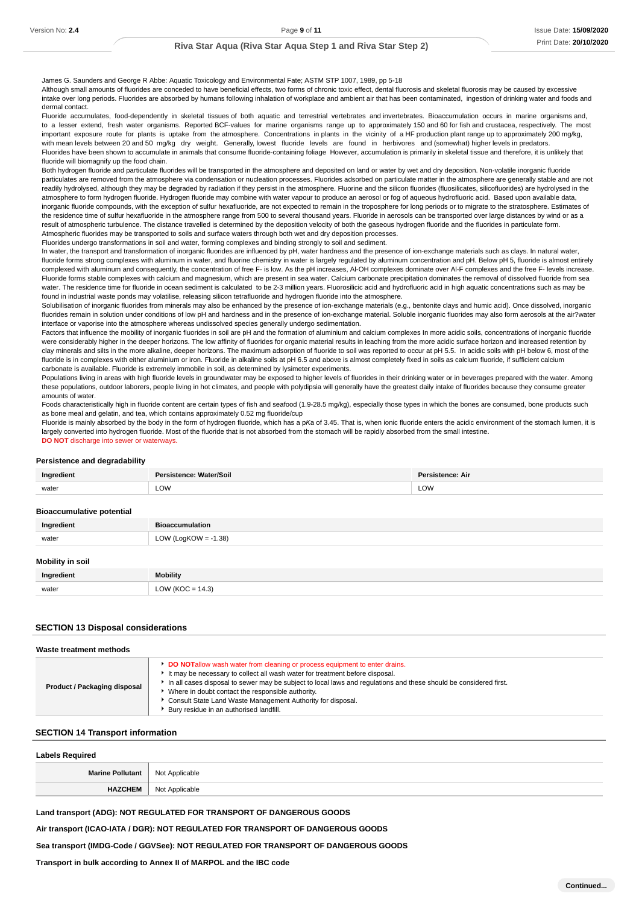James G. Saunders and George R Abbe: Aquatic Toxicology and Environmental Fate; ASTM STP 1007, 1989, pp 5-18
Although small amounts of fluorides are conceded to have beneficial effects, two forms of chronic toxic effect, dental fluorosis and skeletal fluorosis may be caused by excessive intake over long periods. Fluorides are absorbed by humans following inhalation of workplace and ambient air that has been contaminated, ingestion of drinking water and foods and dermal contact.
Fluoride accumulates, food-dependently in skeletal tissues of both aquatic and terrestrial vertebrates and invertebrates. Bioaccumulation occurs in marine organisms and, to a lesser extend, fresh water organisms. Reported BCF-values for marine organisms range up to approximately 150 and 60 for fish and crustacea, respectively. The most important exposure route for plants is uptake from the atmosphere. Concentrations in plants in the vicinity of a HF production plant range up to approximately 200 mg/kg, with mean levels between 20 and 50 mg/kg dry weight. Generally, lowest fluoride levels are found in herbivores and (somewhat) higher levels in predators.
Fluorides have been shown to accumulate in animals that consume fluoride-containing foliage However, accumulation is primarily in skeletal tissue and therefore, it is unlikely that fluoride will biomagnify up the food chain.
Both hydrogen fluoride and particulate fluorides will be transported in the atmosphere and deposited on land or water by wet and dry deposition. Non-volatile inorganic fluoride particulates are removed from the atmosphere via condensation or nucleation processes. Fluorides adsorbed on particulate matter in the atmosphere are generally stable and are not readily hydrolysed, although they may be degraded by radiation if they persist in the atmosphere. Fluorine and the silicon fluorides (fluosilicates, silicofluorides) are hydrolysed in the atmosphere to form hydrogen fluoride. Hydrogen fluoride may combine with water vapour to produce an aerosol or fog of aqueous hydrofluoric acid. Based upon available data, inorganic fluoride compounds, with the exception of sulfur hexafluoride, are not expected to remain in the troposphere for long periods or to migrate to the stratosphere. Estimates of the residence time of sulfur hexafluoride in the atmosphere range from 500 to several thousand years. Fluoride in aerosols can be transported over large distances by wind or as a result of atmospheric turbulence. The distance travelled is determined by the deposition velocity of both the gaseous hydrogen fluoride and the fluorides in particulate form.
Atmospheric fluorides may be transported to soils and surface waters through both wet and dry deposition processes.
Fluorides undergo transformations in soil and water, forming complexes and binding strongly to soil and sediment.
In water, the transport and transformation of inorganic fluorides are influenced by pH, water hardness and the presence of ion-exchange materials such as clays. In natural water, fluoride forms strong complexes with aluminum in water, and fluorine chemistry in water is largely regulated by aluminum concentration and pH. Below pH 5, fluoride is almost entirely complexed with aluminum and consequently, the concentration of free $F^-$ is low. As the pH increases, Al-OH complexes dominate over Al-F complexes and the free $F^-$ levels increase. Fluoride forms stable complexes with calcium and magnesium, which are present in sea water. Calcium carbonate precipitation dominates the removal of dissolved fluoride from sea water. The residence time for fluoride in ocean sediment is calculated to be 2-3 million years. Fluorosilicic acid and hydrofluoric acid in high aquatic concentrations such as may be found in industrial waste ponds may volatilise, releasing silicon tetrafluoride and hydrogen fluoride into the atmosphere.
Solubilisation of inorganic fluorides from minerals may also be enhanced by the presence of ion-exchange materials (e.g., bentonite clays and humic acid). Once dissolved, inorganic fluorides remain in solution under conditions of low pH and hardness and in the presence of ion-exchange material. Soluble inorganic fluorides may also form aerosols at the air?water interface or vaporise into the atmosphere whereas undissolved species generally undergo sedimentation.
Factors that influence the mobility of inorganic fluorides in soil are pH and the formation of aluminium and calcium complexes In more acidic soils, concentrations of inorganic fluoride were considerably higher in the deeper horizons. The low affinity of fluorides for organic material results in leaching from the more acidic surface horizon and increased retention by clay minerals and silts in the more alkaline, deeper horizons. The maximum adsorption of fluoride to soil was reported to occur at pH 5.5. In acidic soils with pH below 6, most of the fluoride is in complexes with either aluminium or iron. Fluoride in alkaline soils at pH 6.5 and above is almost completely fixed in soils as calcium fluoride, if sufficient calcium carbonate is available. Fluoride is extremely immobile in soil, as determined by lysimeter experiments.
Populations living in areas with high fluoride levels in groundwater may be exposed to higher levels of fluorides in their drinking water or in beverages prepared with the water. Among these populations, outdoor laborers, people living in hot climates, and people with polydipsia will generally have the greatest daily intake of fluorides because they consume greater amounts of water.
Foods characteristically high in fluoride content are certain types of fish and seafood (1.9-28.5 mg/kg), especially those types in which the bones are consumed, bone products such as bone meal and gelatin, and tea, which contains approximately 0.52 mg fluoride/cup
Fluoride is mainly absorbed by the body in the form of hydrogen fluoride, which has a pKa of 3.45. That is, when ionic fluoride enters the acidic environment of the stomach lumen, it is largely converted into hydrogen fluoride. Most of the fluoride that is not absorbed from the stomach will be rapidly absorbed from the small intestine.
**DO NOT** discharge into sewer or waterways.

### Persistence and degradability

| Ingredient | Persistence: Water/Soil | Persistence: Air |
|---|---|---|
| water | LOW | LOW |

### Bioaccumulative potential

| Ingredient | Bioaccumulation |
|---|---|
| water | LOW (LogKOW = -1.38) |

### Mobility in soil

| Ingredient | Mobility |
|---|---|
| water | LOW (KOC = 14.3) |

## SECTION 13 Disposal considerations

### Waste treatment methods

| | |
|---|---|
| **Product / Packaging disposal** | **DO NOT**allow wash water from cleaning or process equipment to enter drains.<br>It may be necessary to collect all wash water for treatment before disposal.<br>In all cases disposal to sewer may be subject to local laws and regulations and these should be considered first.<br>Where in doubt contact the responsible authority.<br>Consult State Land Waste Management Authority for disposal.<br>Bury residue in an authorised landfill. |

## SECTION 14 Transport information

### Labels Required

| | |
|---|---|
| **Marine Pollutant** | Not Applicable |
| **HAZCHEM** | Not Applicable |

**Land transport (ADG): NOT REGULATED FOR TRANSPORT OF DANGEROUS GOODS**

**Air transport (ICAO-IATA / DGR): NOT REGULATED FOR TRANSPORT OF DANGEROUS GOODS**

**Sea transport (IMDG-Code / GGVSee): NOT REGULATED FOR TRANSPORT OF DANGEROUS GOODS**

**Transport in bulk according to Annex II of MARPOL and the IBC code**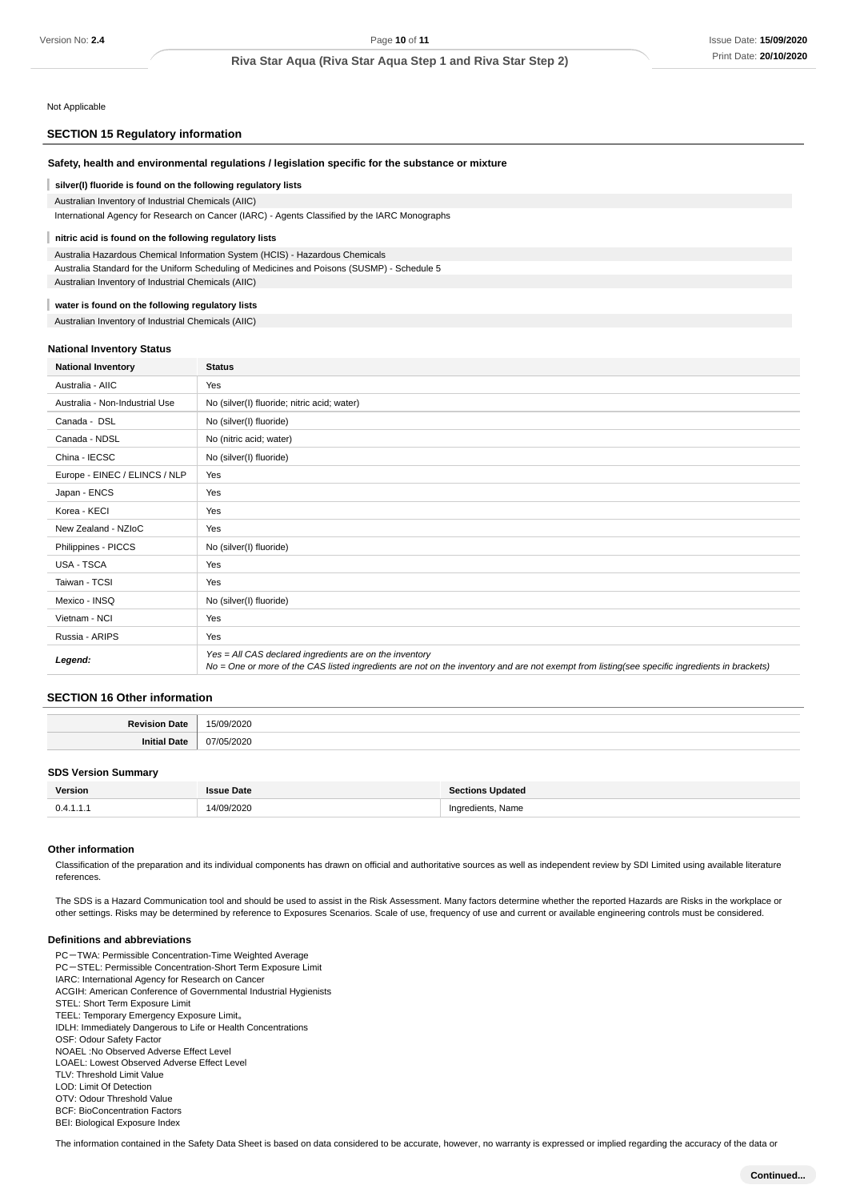Not Applicable

## SECTION 15 Regulatory information

### Safety, health and environmental regulations / legislation specific for the substance or mixture

**silver(I) fluoride is found on the following regulatory lists**

Australian Inventory of Industrial Chemicals (AIIC)
International Agency for Research on Cancer (IARC) - Agents Classified by the IARC Monographs

**nitric acid is found on the following regulatory lists**

Australia Hazardous Chemical Information System (HCIS) - Hazardous Chemicals
Australia Standard for the Uniform Scheduling of Medicines and Poisons (SUSMP) - Schedule 5
Australian Inventory of Industrial Chemicals (AIIC)

**water is found on the following regulatory lists**

Australian Inventory of Industrial Chemicals (AIIC)

### National Inventory Status

| National Inventory | Status |
|---|---|
| Australia - AIIC | Yes |
| Australia - Non-Industrial Use | No (silver(I) fluoride; nitric acid; water) |
| Canada - DSL | No (silver(I) fluoride) |
| Canada - NDSL | No (nitric acid; water) |
| China - IECSC | No (silver(I) fluoride) |
| Europe - EINEC / ELINCS / NLP | Yes |
| Japan - ENCS | Yes |
| Korea - KECI | Yes |
| New Zealand - NZIoC | Yes |
| Philippines - PICCS | No (silver(I) fluoride) |
| USA - TSCA | Yes |
| Taiwan - TCSI | Yes |
| Mexico - INSQ | No (silver(I) fluoride) |
| Vietnam - NCI | Yes |
| Russia - ARIPS | Yes |
| ***Legend:*** | *Yes = All CAS declared ingredients are on the inventory*<br>*No = One or more of the CAS listed ingredients are not on the inventory and are not exempt from listing(see specific ingredients in brackets)* |

## SECTION 16 Other information

| | |
|---|---|
| **Revision Date** | 15/09/2020 |
| **Initial Date** | 07/05/2020 |

### SDS Version Summary

| Version | Issue Date | Sections Updated |
|---|---|---|
| 0.4.1.1.1 | 14/09/2020 | Ingredients, Name |

### Other information

Classification of the preparation and its individual components has drawn on official and authoritative sources as well as independent review by SDI Limited using available literature references.

The SDS is a Hazard Communication tool and should be used to assist in the Risk Assessment. Many factors determine whether the reported Hazards are Risks in the workplace or other settings. Risks may be determined by reference to Exposures Scenarios. Scale of use, frequency of use and current or available engineering controls must be considered.

### Definitions and abbreviations

PC－TWA: Permissible Concentration-Time Weighted Average
PC－STEL: Permissible Concentration-Short Term Exposure Limit
IARC: International Agency for Research on Cancer
ACGIH: American Conference of Governmental Industrial Hygienists
STEL: Short Term Exposure Limit
TEEL: Temporary Emergency Exposure Limit。
IDLH: Immediately Dangerous to Life or Health Concentrations
OSF: Odour Safety Factor
NOAEL :No Observed Adverse Effect Level
LOAEL: Lowest Observed Adverse Effect Level
TLV: Threshold Limit Value
LOD: Limit Of Detection
OTV: Odour Threshold Value
BCF: BioConcentration Factors
BEI: Biological Exposure Index

The information contained in the Safety Data Sheet is based on data considered to be accurate, however, no warranty is expressed or implied regarding the accuracy of the data or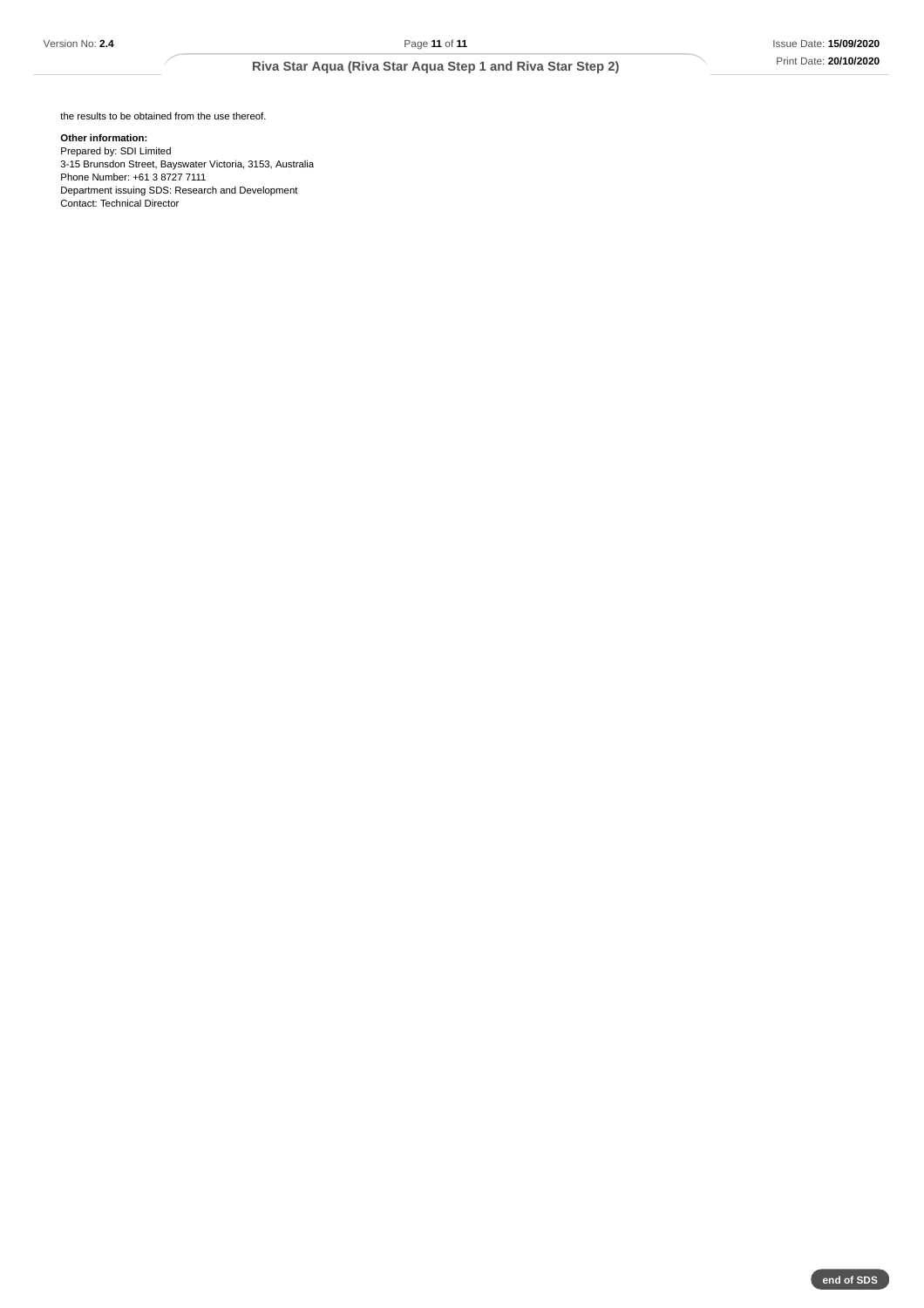the results to be obtained from the use thereof.

**Other information:**

Prepared by: SDI Limited
3-15 Brunsdon Street, Bayswater Victoria, 3153, Australia
Phone Number: +61 3 8727 7111
Department issuing SDS: Research and Development
Contact: Technical Director

**end of SDS**